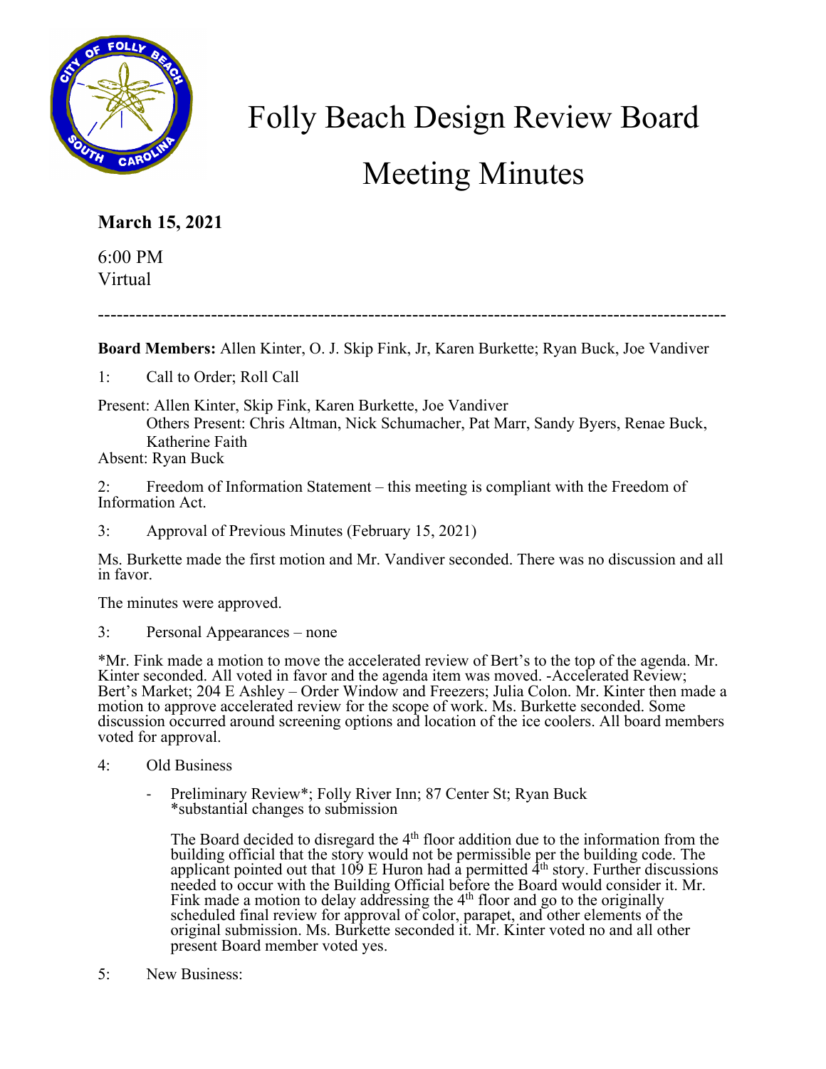# Folly Beach Design Review Board

# Meeting Minutes

**March 15, 2021**

6:00 PM
Virtual

---

**Board Members:** Allen Kinter, O. J. Skip Fink, Jr, Karen Burkette; Ryan Buck, Joe Vandiver

1: Call to Order; Roll Call

Present: Allen Kinter, Skip Fink, Karen Burkette, Joe Vandiver
Others Present: Chris Altman, Nick Schumacher, Pat Marr, Sandy Byers, Renae Buck, Katherine Faith
Absent: Ryan Buck

2: Freedom of Information Statement – this meeting is compliant with the Freedom of Information Act.

3: Approval of Previous Minutes (February 15, 2021)

Ms. Burkette made the first motion and Mr. Vandiver seconded. There was no discussion and all in favor.

The minutes were approved.

3: Personal Appearances – none

*Mr. Fink made a motion to move the accelerated review of Bert's to the top of the agenda. Mr. Kinter seconded. All voted in favor and the agenda item was moved. -Accelerated Review; Bert's Market; 204 E Ashley – Order Window and Freezers; Julia Colon. Mr. Kinter then made a motion to approve accelerated review for the scope of work. Ms. Burkette seconded. Some discussion occurred around screening options and location of the ice coolers. All board members voted for approval.

4: Old Business

- Preliminary Review*; Folly River Inn; 87 Center St; Ryan Buck
  *substantial changes to submission

  The Board decided to disregard the 4th floor addition due to the information from the building official that the story would not be permissible per the building code. The applicant pointed out that 109 E Huron had a permitted 4th story. Further discussions needed to occur with the Building Official before the Board would consider it. Mr. Fink made a motion to delay addressing the 4th floor and go to the originally scheduled final review for approval of color, parapet, and other elements of the original submission. Ms. Burkette seconded it. Mr. Kinter voted no and all other present Board member voted yes.

5: New Business: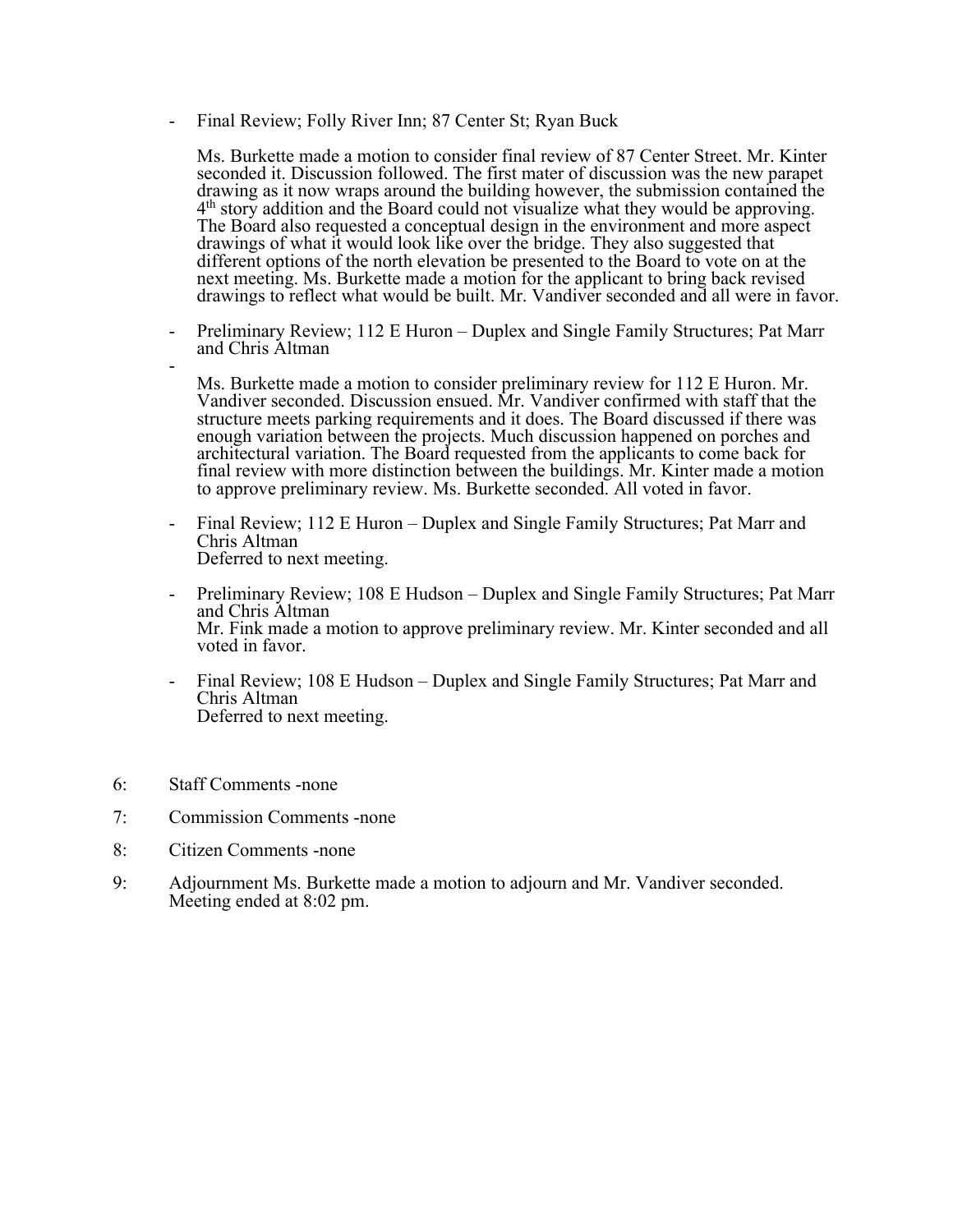- Final Review; Folly River Inn; 87 Center St; Ryan Buck

  Ms. Burkette made a motion to consider final review of 87 Center Street. Mr. Kinter seconded it. Discussion followed. The first mater of discussion was the new parapet drawing as it now wraps around the building however, the submission contained the 4th story addition and the Board could not visualize what they would be approving. The Board also requested a conceptual design in the environment and more aspect drawings of what it would look like over the bridge. They also suggested that different options of the north elevation be presented to the Board to vote on at the next meeting. Ms. Burkette made a motion for the applicant to bring back revised drawings to reflect what would be built. Mr. Vandiver seconded and all were in favor.

- Preliminary Review; 112 E Huron – Duplex and Single Family Structures; Pat Marr and Chris Altman
-

  Ms. Burkette made a motion to consider preliminary review for 112 E Huron. Mr. Vandiver seconded. Discussion ensued. Mr. Vandiver confirmed with staff that the structure meets parking requirements and it does. The Board discussed if there was enough variation between the projects. Much discussion happened on porches and architectural variation. The Board requested from the applicants to come back for final review with more distinction between the buildings. Mr. Kinter made a motion to approve preliminary review. Ms. Burkette seconded. All voted in favor.

- Final Review; 112 E Huron – Duplex and Single Family Structures; Pat Marr and Chris Altman
  Deferred to next meeting.

- Preliminary Review; 108 E Hudson – Duplex and Single Family Structures; Pat Marr and Chris Altman
  Mr. Fink made a motion to approve preliminary review. Mr. Kinter seconded and all voted in favor.

- Final Review; 108 E Hudson – Duplex and Single Family Structures; Pat Marr and Chris Altman
  Deferred to next meeting.

6: Staff Comments -none

7: Commission Comments -none

8: Citizen Comments -none

9: Adjournment Ms. Burkette made a motion to adjourn and Mr. Vandiver seconded. Meeting ended at 8:02 pm.